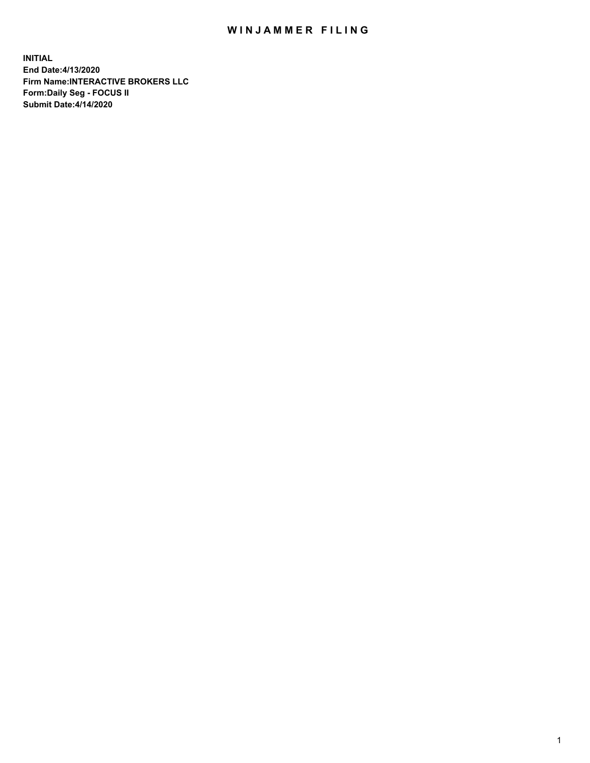# WINJAMMER FILING

**INITIAL**
**End Date:4/13/2020**
**Firm Name:INTERACTIVE BROKERS LLC**
**Form:Daily Seg - FOCUS II**
**Submit Date:4/14/2020**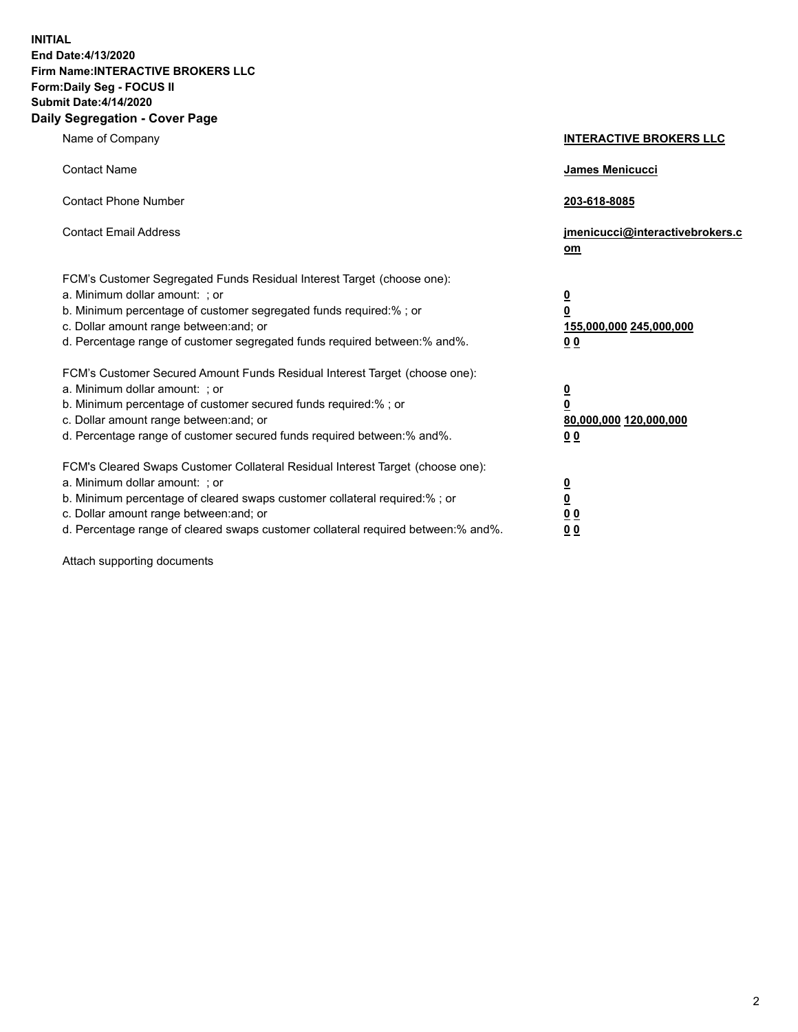**INITIAL**
**End Date:4/13/2020**
**Firm Name:INTERACTIVE BROKERS LLC**
**Form:Daily Seg - FOCUS II**
**Submit Date:4/14/2020**

## Daily Segregation - Cover Page

| | |
|---|---|
| Name of Company | **INTERACTIVE BROKERS LLC** |
| Contact Name | **James Menicucci** |
| Contact Phone Number | **203-618-8085** |
| Contact Email Address | **jmenicucci@interactivebrokers.com** |

| | |
|---|---|
| FCM's Customer Segregated Funds Residual Interest Target (choose one): | |
| a. Minimum dollar amount: ; or | **0** |
| b. Minimum percentage of customer segregated funds required:% ; or | **0** |
| c. Dollar amount range between:and; or | **155,000,000 245,000,000** |
| d. Percentage range of customer segregated funds required between:% and%. | **0 0** |
| FCM's Customer Secured Amount Funds Residual Interest Target (choose one): | |
| a. Minimum dollar amount: ; or | **0** |
| b. Minimum percentage of customer secured funds required:% ; or | **0** |
| c. Dollar amount range between:and; or | **80,000,000 120,000,000** |
| d. Percentage range of customer secured funds required between:% and%. | **0 0** |
| FCM's Cleared Swaps Customer Collateral Residual Interest Target (choose one): | |
| a. Minimum dollar amount: ; or | **0** |
| b. Minimum percentage of cleared swaps customer collateral required:% ; or | **0** |
| c. Dollar amount range between:and; or | **0 0** |
| d. Percentage range of cleared swaps customer collateral required between:% and%. | **0 0** |

Attach supporting documents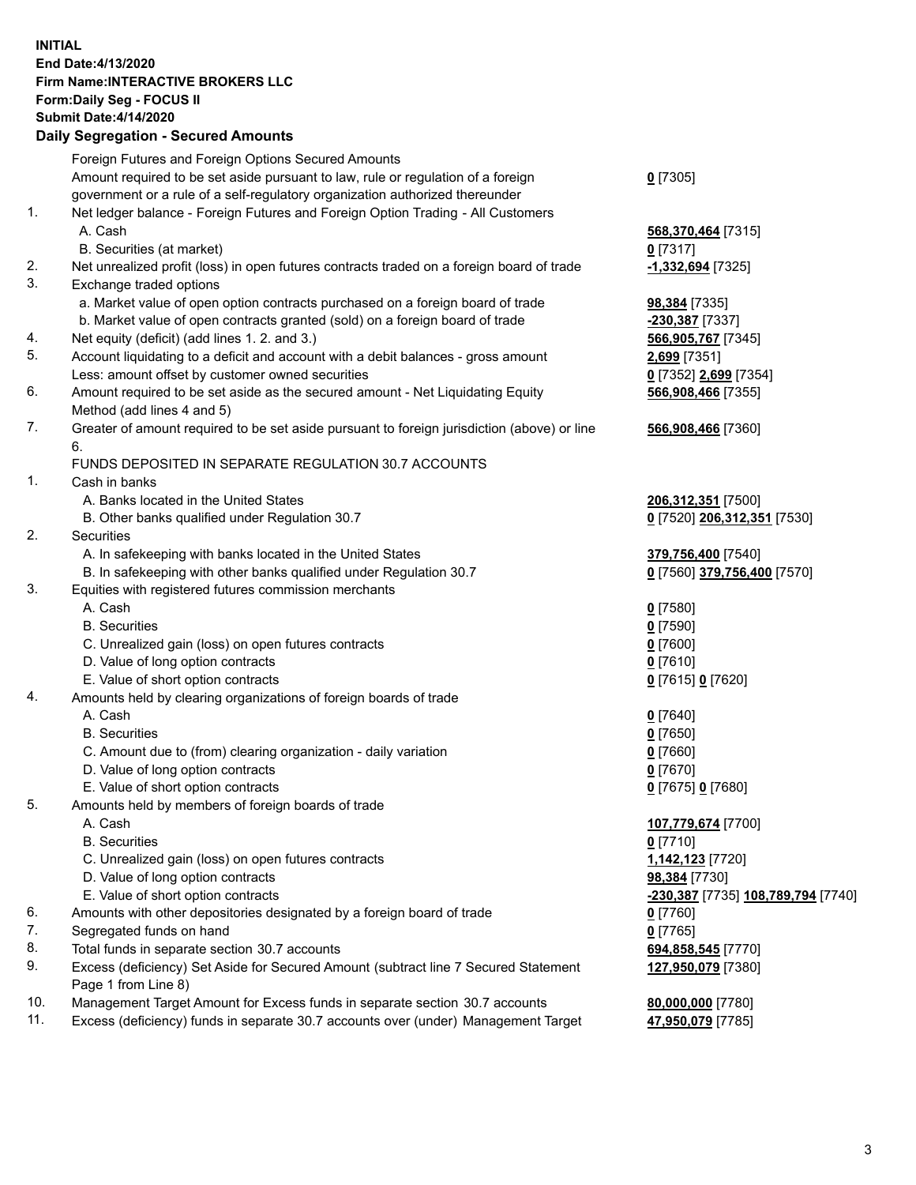**INITIAL**
**End Date:4/13/2020**
**Firm Name:INTERACTIVE BROKERS LLC**
**Form:Daily Seg - FOCUS II**
**Submit Date:4/14/2020**

**Daily Segregation - Secured Amounts**

| | | |
|---|---|---|
| | Foreign Futures and Foreign Options Secured Amounts | |
| | Amount required to be set aside pursuant to law, rule or regulation of a foreign government or a rule of a self-regulatory organization authorized thereunder | **0** [7305] |
| 1. | Net ledger balance - Foreign Futures and Foreign Option Trading - All Customers | |
| | A. Cash | **568,370,464** [7315] |
| | B. Securities (at market) | **0** [7317] |
| 2. | Net unrealized profit (loss) in open futures contracts traded on a foreign board of trade | **-1,332,694** [7325] |
| 3. | Exchange traded options | |
| | a. Market value of open option contracts purchased on a foreign board of trade | **98,384** [7335] |
| | b. Market value of open contracts granted (sold) on a foreign board of trade | **-230,387** [7337] |
| 4. | Net equity (deficit) (add lines 1. 2. and 3.) | **566,905,767** [7345] |
| 5. | Account liquidating to a deficit and account with a debit balances - gross amount | **2,699** [7351] |
| | Less: amount offset by customer owned securities | **0** [7352] **2,699** [7354] |
| 6. | Amount required to be set aside as the secured amount - Net Liquidating Equity Method (add lines 4 and 5) | **566,908,466** [7355] |
| 7. | Greater of amount required to be set aside pursuant to foreign jurisdiction (above) or line 6. | **566,908,466** [7360] |
| | FUNDS DEPOSITED IN SEPARATE REGULATION 30.7 ACCOUNTS | |
| 1. | Cash in banks | |
| | A. Banks located in the United States | **206,312,351** [7500] |
| | B. Other banks qualified under Regulation 30.7 | **0** [7520] **206,312,351** [7530] |
| 2. | Securities | |
| | A. In safekeeping with banks located in the United States | **379,756,400** [7540] |
| | B. In safekeeping with other banks qualified under Regulation 30.7 | **0** [7560] **379,756,400** [7570] |
| 3. | Equities with registered futures commission merchants | |
| | A. Cash | **0** [7580] |
| | B. Securities | **0** [7590] |
| | C. Unrealized gain (loss) on open futures contracts | **0** [7600] |
| | D. Value of long option contracts | **0** [7610] |
| | E. Value of short option contracts | **0** [7615] **0** [7620] |
| 4. | Amounts held by clearing organizations of foreign boards of trade | |
| | A. Cash | **0** [7640] |
| | B. Securities | **0** [7650] |
| | C. Amount due to (from) clearing organization - daily variation | **0** [7660] |
| | D. Value of long option contracts | **0** [7670] |
| | E. Value of short option contracts | **0** [7675] **0** [7680] |
| 5. | Amounts held by members of foreign boards of trade | |
| | A. Cash | **107,779,674** [7700] |
| | B. Securities | **0** [7710] |
| | C. Unrealized gain (loss) on open futures contracts | **1,142,123** [7720] |
| | D. Value of long option contracts | **98,384** [7730] |
| | E. Value of short option contracts | **-230,387** [7735] **108,789,794** [7740] |
| 6. | Amounts with other depositories designated by a foreign board of trade | **0** [7760] |
| 7. | Segregated funds on hand | **0** [7765] |
| 8. | Total funds in separate section 30.7 accounts | **694,858,545** [7770] |
| 9. | Excess (deficiency) Set Aside for Secured Amount (subtract line 7 Secured Statement Page 1 from Line 8) | **127,950,079** [7380] |
| 10. | Management Target Amount for Excess funds in separate section 30.7 accounts | **80,000,000** [7780] |
| 11. | Excess (deficiency) funds in separate 30.7 accounts over (under) Management Target | **47,950,079** [7785] |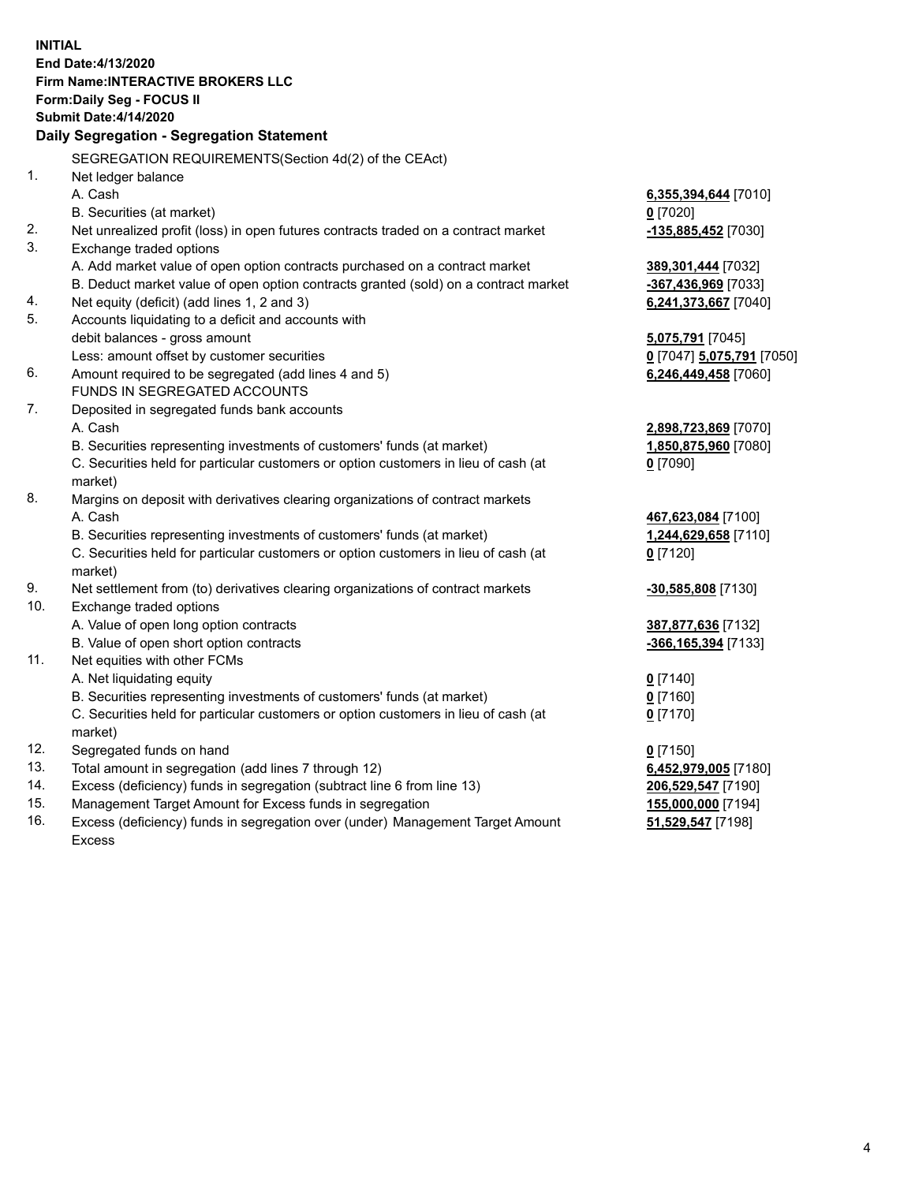**INITIAL**
**End Date:4/13/2020**
**Firm Name:INTERACTIVE BROKERS LLC**
**Form:Daily Seg - FOCUS II**
**Submit Date:4/14/2020**

**Daily Segregation - Segregation Statement**

SEGREGATION REQUIREMENTS(Section 4d(2) of the CEAct)

| | | |
|---|---|---|
| 1. | Net ledger balance | |
| | A. Cash | **6,355,394,644** [7010] |
| | B. Securities (at market) | **0** [7020] |
| 2. | Net unrealized profit (loss) in open futures contracts traded on a contract market | **-135,885,452** [7030] |
| 3. | Exchange traded options | |
| | A. Add market value of open option contracts purchased on a contract market | **389,301,444** [7032] |
| | B. Deduct market value of open option contracts granted (sold) on a contract market | **-367,436,969** [7033] |
| 4. | Net equity (deficit) (add lines 1, 2 and 3) | **6,241,373,667** [7040] |
| 5. | Accounts liquidating to a deficit and accounts with | |
| | debit balances - gross amount | **5,075,791** [7045] |
| | Less: amount offset by customer securities | **0** [7047] **5,075,791** [7050] |
| 6. | Amount required to be segregated (add lines 4 and 5) | **6,246,449,458** [7060] |
| | FUNDS IN SEGREGATED ACCOUNTS | |
| 7. | Deposited in segregated funds bank accounts | |
| | A. Cash | **2,898,723,869** [7070] |
| | B. Securities representing investments of customers' funds (at market) | **1,850,875,960** [7080] |
| | C. Securities held for particular customers or option customers in lieu of cash (at market) | **0** [7090] |
| 8. | Margins on deposit with derivatives clearing organizations of contract markets | |
| | A. Cash | **467,623,084** [7100] |
| | B. Securities representing investments of customers' funds (at market) | **1,244,629,658** [7110] |
| | C. Securities held for particular customers or option customers in lieu of cash (at market) | **0** [7120] |
| 9. | Net settlement from (to) derivatives clearing organizations of contract markets | **-30,585,808** [7130] |
| 10. | Exchange traded options | |
| | A. Value of open long option contracts | **387,877,636** [7132] |
| | B. Value of open short option contracts | **-366,165,394** [7133] |
| 11. | Net equities with other FCMs | |
| | A. Net liquidating equity | **0** [7140] |
| | B. Securities representing investments of customers' funds (at market) | **0** [7160] |
| | C. Securities held for particular customers or option customers in lieu of cash (at market) | **0** [7170] |
| 12. | Segregated funds on hand | **0** [7150] |
| 13. | Total amount in segregation (add lines 7 through 12) | **6,452,979,005** [7180] |
| 14. | Excess (deficiency) funds in segregation (subtract line 6 from line 13) | **206,529,547** [7190] |
| 15. | Management Target Amount for Excess funds in segregation | **155,000,000** [7194] |
| 16. | Excess (deficiency) funds in segregation over (under) Management Target Amount Excess | **51,529,547** [7198] |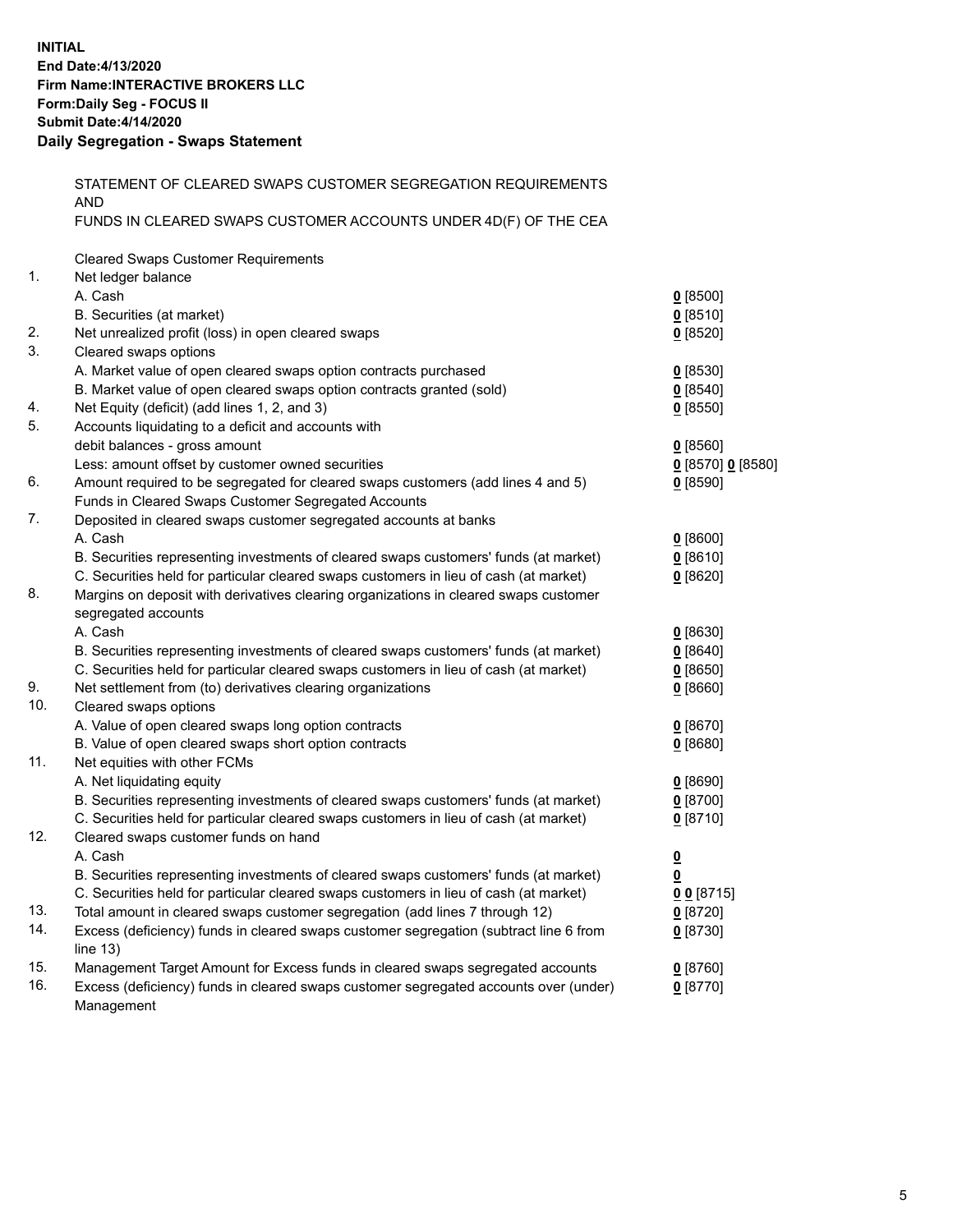**INITIAL**
**End Date:4/13/2020**
**Firm Name:INTERACTIVE BROKERS LLC**
**Form:Daily Seg - FOCUS II**
**Submit Date:4/14/2020**
**Daily Segregation - Swaps Statement**

STATEMENT OF CLEARED SWAPS CUSTOMER SEGREGATION REQUIREMENTS AND FUNDS IN CLEARED SWAPS CUSTOMER ACCOUNTS UNDER 4D(F) OF THE CEA

| | | |
|---|---|---|
| | Cleared Swaps Customer Requirements | |
| 1. | Net ledger balance | |
| | A. Cash | 0 [8500] |
| | B. Securities (at market) | 0 [8510] |
| 2. | Net unrealized profit (loss) in open cleared swaps | 0 [8520] |
| 3. | Cleared swaps options | |
| | A. Market value of open cleared swaps option contracts purchased | 0 [8530] |
| | B. Market value of open cleared swaps option contracts granted (sold) | 0 [8540] |
| 4. | Net Equity (deficit) (add lines 1, 2, and 3) | 0 [8550] |
| 5. | Accounts liquidating to a deficit and accounts with debit balances - gross amount | 0 [8560] |
| | Less: amount offset by customer owned securities | 0 [8570] 0 [8580] |
| 6. | Amount required to be segregated for cleared swaps customers (add lines 4 and 5) | 0 [8590] |
| | Funds in Cleared Swaps Customer Segregated Accounts | |
| 7. | Deposited in cleared swaps customer segregated accounts at banks | |
| | A. Cash | 0 [8600] |
| | B. Securities representing investments of cleared swaps customers' funds (at market) | 0 [8610] |
| | C. Securities held for particular cleared swaps customers in lieu of cash (at market) | 0 [8620] |
| 8. | Margins on deposit with derivatives clearing organizations in cleared swaps customer segregated accounts | |
| | A. Cash | 0 [8630] |
| | B. Securities representing investments of cleared swaps customers' funds (at market) | 0 [8640] |
| | C. Securities held for particular cleared swaps customers in lieu of cash (at market) | 0 [8650] |
| 9. | Net settlement from (to) derivatives clearing organizations | 0 [8660] |
| 10. | Cleared swaps options | |
| | A. Value of open cleared swaps long option contracts | 0 [8670] |
| | B. Value of open cleared swaps short option contracts | 0 [8680] |
| 11. | Net equities with other FCMs | |
| | A. Net liquidating equity | 0 [8690] |
| | B. Securities representing investments of cleared swaps customers' funds (at market) | 0 [8700] |
| | C. Securities held for particular cleared swaps customers in lieu of cash (at market) | 0 [8710] |
| 12. | Cleared swaps customer funds on hand | |
| | A. Cash | 0 |
| | B. Securities representing investments of cleared swaps customers' funds (at market) | 0 |
| | C. Securities held for particular cleared swaps customers in lieu of cash (at market) | 0 0 [8715] |
| 13. | Total amount in cleared swaps customer segregation (add lines 7 through 12) | 0 [8720] |
| 14. | Excess (deficiency) funds in cleared swaps customer segregation (subtract line 6 from line 13) | 0 [8730] |
| 15. | Management Target Amount for Excess funds in cleared swaps segregated accounts | 0 [8760] |
| 16. | Excess (deficiency) funds in cleared swaps customer segregated accounts over (under) Management | 0 [8770] |